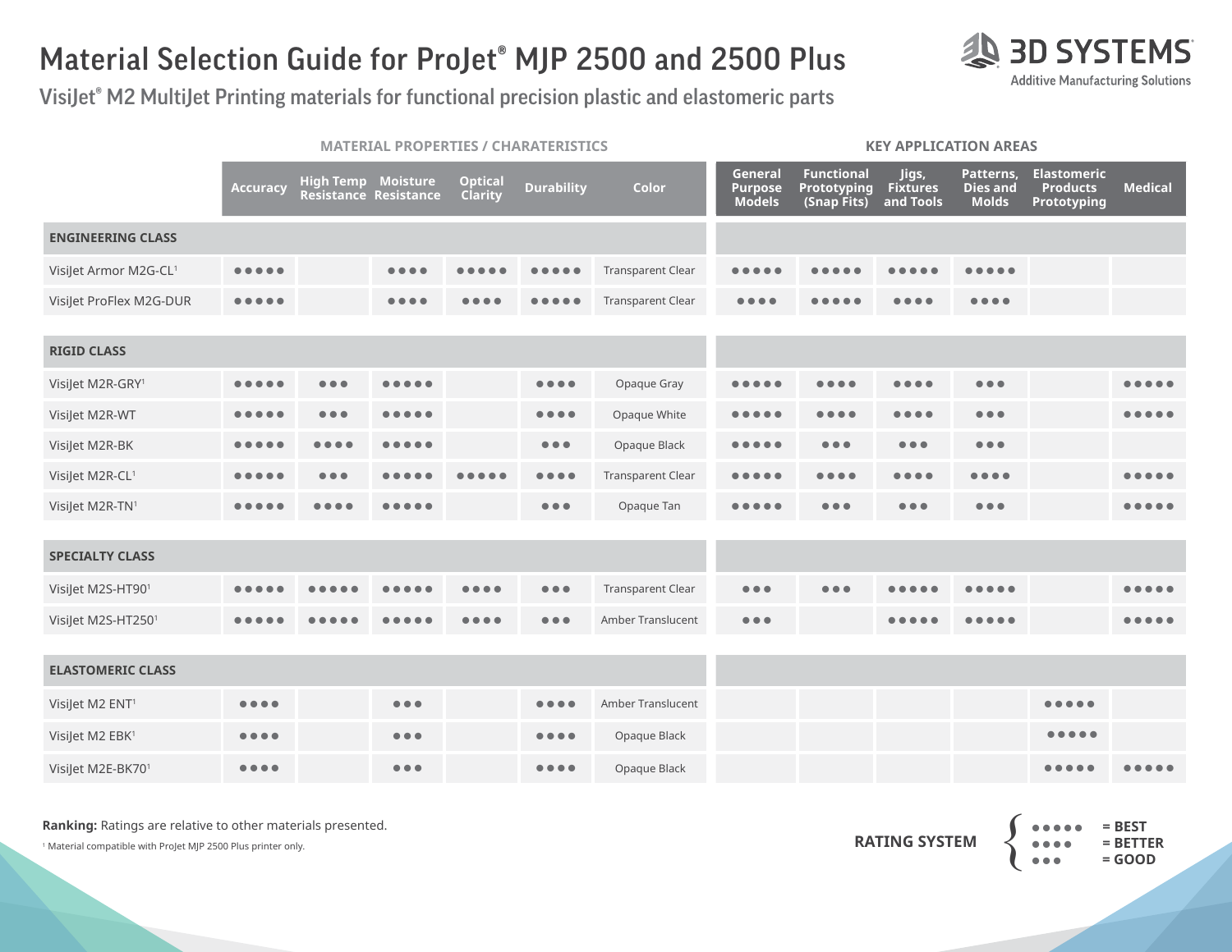# Material Selection Guide for ProJet® MJP 2500 and 2500 Plus

## VisiJet® M2 MultiJet Printing materials for functional precision plastic and elastomeric parts

| | MATERIAL PROPERTIES / CHARATERISTICS | | | | | | KEY APPLICATION AREAS | | | | | |
|---|---|---|---|---|---|---|---|---|---|---|---|---|
| | Accuracy | High Temp Resistance | Moisture Resistance | Optical Clarity | Durability | Color | General Purpose Models | Functional Prototyping (Snap Fits) | Jigs, Fixtures and Tools | Patterns, Dies and Molds | Elastomeric Products Prototyping | Medical |
| **ENGINEERING CLASS** | | | | | | | | | | | | |
| VisiJet Armor M2G-CL[1] | ●●●●● | | ●●●● | ●●●●● | ●●●●● | Transparent Clear | ●●●●● | ●●●●● | ●●●●● | ●●●●● | | |
| VisiJet ProFlex M2G-DUR | ●●●●● | | ●●●● | ●●●● | ●●●●● | Transparent Clear | ●●●● | ●●●●● | ●●●● | ●●●● | | |
| **RIGID CLASS** | | | | | | | | | | | | |
| VisiJet M2R-GRY[1] | ●●●●● | ●●● | ●●●●● | | ●●●● | Opaque Gray | ●●●●● | ●●●● | ●●●● | ●●● | | ●●●●● |
| VisiJet M2R-WT | ●●●●● | ●●● | ●●●●● | | ●●●● | Opaque White | ●●●●● | ●●●● | ●●●● | ●●● | | ●●●●● |
| VisiJet M2R-BK | ●●●●● | ●●●● | ●●●●● | | ●●● | Opaque Black | ●●●●● | ●●● | ●●● | ●●● | | |
| VisiJet M2R-CL[1] | ●●●●● | ●●● | ●●●●● | ●●●●● | ●●●● | Transparent Clear | ●●●●● | ●●●● | ●●●● | ●●●● | | ●●●●● |
| VisiJet M2R-TN[1] | ●●●●● | ●●●● | ●●●●● | | ●●● | Opaque Tan | ●●●●● | ●●● | ●●● | ●●● | | ●●●●● |
| **SPECIALTY CLASS** | | | | | | | | | | | | |
| VisiJet M2S-HT90[1] | ●●●●● | ●●●●● | ●●●●● | ●●●● | ●●● | Transparent Clear | ●●● | ●●● | ●●●●● | ●●●●● | | ●●●●● |
| VisiJet M2S-HT250[1] | ●●●●● | ●●●●● | ●●●●● | ●●●● | ●●● | Amber Translucent | ●●● | | ●●●●● | ●●●●● | | ●●●●● |
| **ELASTOMERIC CLASS** | | | | | | | | | | | | |
| VisiJet M2 ENT[1] | ●●●● | | ●●● | | ●●●● | Amber Translucent | | | | | ●●●●● | |
| VisiJet M2 EBK[1] | ●●●● | | ●●● | | ●●●● | Opaque Black | | | | | ●●●●● | |
| VisiJet M2E-BK70[1] | ●●●● | | ●●● | | ●●●● | Opaque Black | | | | | ●●●●● | ●●●●● |

**Ranking:** Ratings are relative to other materials presented.

[1] Material compatible with ProJet MJP 2500 Plus printer only.

**RATING SYSTEM**

- ●●●●● **= BEST**
- ●●●● **= BETTER**
- ●●● **= GOOD**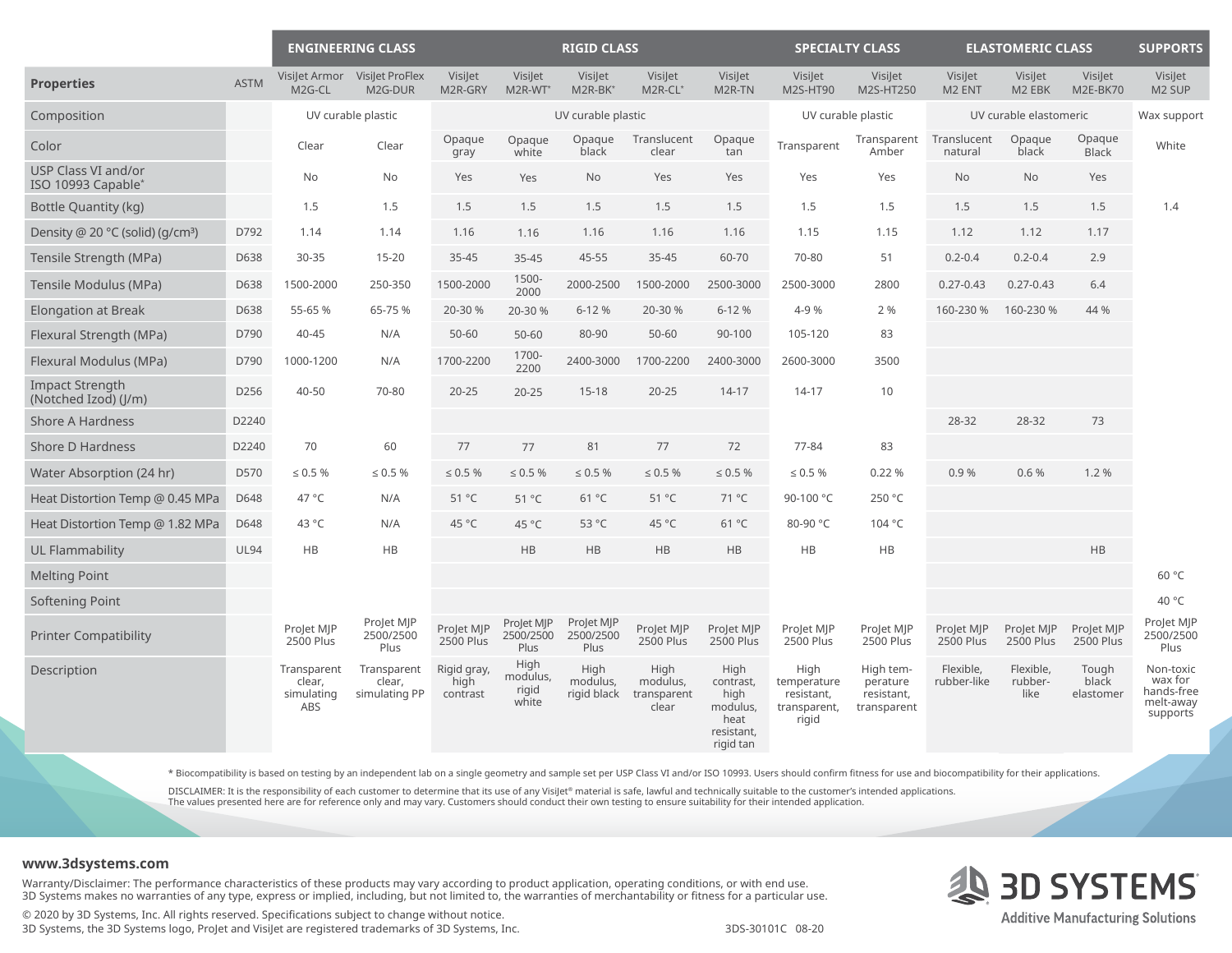| | | ENGINEERING CLASS | | RIGID CLASS | | | | | SPECIALTY CLASS | | ELASTOMERIC CLASS | | | SUPPORTS |
|---|---|---|---|---|---|---|---|---|---|---|---|---|---|---|
| **Properties** | ASTM | VisiJet Armor M2G-CL | VisiJet ProFlex M2G-DUR | VisiJet M2R-GRY | VisiJet M2R-WT* | VisiJet M2R-BK* | VisiJet M2R-CL* | VisiJet M2R-TN | VisiJet M2S-HT90 | VisiJet M2S-HT250 | VisiJet M2 ENT | VisiJet M2 EBK | VisiJet M2E-BK70 | VisiJet M2 SUP |
| Composition | | UV curable plastic | | UV curable plastic | | | | | UV curable plastic | | UV curable elastomeric | | | Wax support |
| Color | | Clear | Clear | Opaque gray | Opaque white | Opaque black | Translucent clear | Opaque tan | Transparent | Transparent Amber | Translucent natural | Opaque black | Opaque Black | White |
| USP Class VI and/or ISO 10993 Capable* | | No | No | Yes | Yes | No | Yes | Yes | Yes | Yes | No | No | Yes | |
| Bottle Quantity (kg) | | 1.5 | 1.5 | 1.5 | 1.5 | 1.5 | 1.5 | 1.5 | 1.5 | 1.5 | 1.5 | 1.5 | 1.5 | 1.4 |
| Density @ 20 °C (solid) (g/cm³) | D792 | 1.14 | 1.14 | 1.16 | 1.16 | 1.16 | 1.16 | 1.16 | 1.15 | 1.15 | 1.12 | 1.12 | 1.17 | |
| Tensile Strength (MPa) | D638 | 30-35 | 15-20 | 35-45 | 35-45 | 45-55 | 35-45 | 60-70 | 70-80 | 51 | 0.2-0.4 | 0.2-0.4 | 2.9 | |
| Tensile Modulus (MPa) | D638 | 1500-2000 | 250-350 | 1500-2000 | 1500-2000 | 2000-2500 | 1500-2000 | 2500-3000 | 2500-3000 | 2800 | 0.27-0.43 | 0.27-0.43 | 6.4 | |
| Elongation at Break | D638 | 55-65 % | 65-75 % | 20-30 % | 20-30 % | 6-12 % | 20-30 % | 6-12 % | 4-9 % | 2 % | 160-230 % | 160-230 % | 44 % | |
| Flexural Strength (MPa) | D790 | 40-45 | N/A | 50-60 | 50-60 | 80-90 | 50-60 | 90-100 | 105-120 | 83 | | | | |
| Flexural Modulus (MPa) | D790 | 1000-1200 | N/A | 1700-2200 | 1700-2200 | 2400-3000 | 1700-2200 | 2400-3000 | 2600-3000 | 3500 | | | | |
| Impact Strength (Notched Izod) (J/m) | D256 | 40-50 | 70-80 | 20-25 | 20-25 | 15-18 | 20-25 | 14-17 | 14-17 | 10 | | | | |
| Shore A Hardness | D2240 | | | | | | | | | | 28-32 | 28-32 | 73 | |
| Shore D Hardness | D2240 | 70 | 60 | 77 | 77 | 81 | 77 | 72 | 77-84 | 83 | | | | |
| Water Absorption (24 hr) | D570 | ≤ 0.5 % | ≤ 0.5 % | ≤ 0.5 % | ≤ 0.5 % | ≤ 0.5 % | ≤ 0.5 % | ≤ 0.5 % | ≤ 0.5 % | 0.22 % | 0.9 % | 0.6 % | 1.2 % | |
| Heat Distortion Temp @ 0.45 MPa | D648 | 47 °C | N/A | 51 °C | 51 °C | 61 °C | 51 °C | 71 °C | 90-100 °C | 250 °C | | | | |
| Heat Distortion Temp @ 1.82 MPa | D648 | 43 °C | N/A | 45 °C | 45 °C | 53 °C | 45 °C | 61 °C | 80-90 °C | 104 °C | | | | |
| UL Flammability | UL94 | HB | HB | | HB | HB | HB | HB | HB | HB | | | HB | |
| Melting Point | | | | | | | | | | | | | | 60 °C |
| Softening Point | | | | | | | | | | | | | | 40 °C |
| Printer Compatibility | | ProJet MJP 2500 Plus | ProJet MJP 2500/2500 Plus | ProJet MJP 2500 Plus | ProJet MJP 2500/2500 Plus | ProJet MJP 2500/2500 Plus | ProJet MJP 2500 Plus | ProJet MJP 2500 Plus | ProJet MJP 2500 Plus | ProJet MJP 2500 Plus | ProJet MJP 2500 Plus | ProJet MJP 2500 Plus | ProJet MJP 2500 Plus | ProJet MJP 2500/2500 Plus |
| Description | | Transparent clear, simulating ABS | Transparent clear, simulating PP | Rigid gray, high contrast | High modulus, rigid white | High modulus, rigid black | High modulus, transparent clear | High contrast, high modulus, heat resistant, rigid tan | High temperature resistant, transparent, rigid | High temperature resistant, transparent | Flexible, rubber-like | Flexible, rubber-like | Tough black elastomer | Non-toxic wax for hands-free melt-away supports |

* Biocompatibility is based on testing by an independent lab on a single geometry and sample set per USP Class VI and/or ISO 10993. Users should confirm fitness for use and biocompatibility for their applications.

DISCLAIMER: It is the responsibility of each customer to determine that its use of any VisiJet® material is safe, lawful and technically suitable to the customer's intended applications. The values presented here are for reference only and may vary. Customers should conduct their own testing to ensure suitability for their intended application.

**www.3dsystems.com**

Warranty/Disclaimer: The performance characteristics of these products may vary according to product application, operating conditions, or with end use. 3D Systems makes no warranties of any type, express or implied, including, but not limited to, the warranties of merchantability or fitness for a particular use.

© 2020 by 3D Systems, Inc. All rights reserved. Specifications subject to change without notice. 3D Systems, the 3D Systems logo, ProJet and VisiJet are registered trademarks of 3D Systems, Inc.

3DS-30101C 08-20

3D SYSTEMS
Additive Manufacturing Solutions